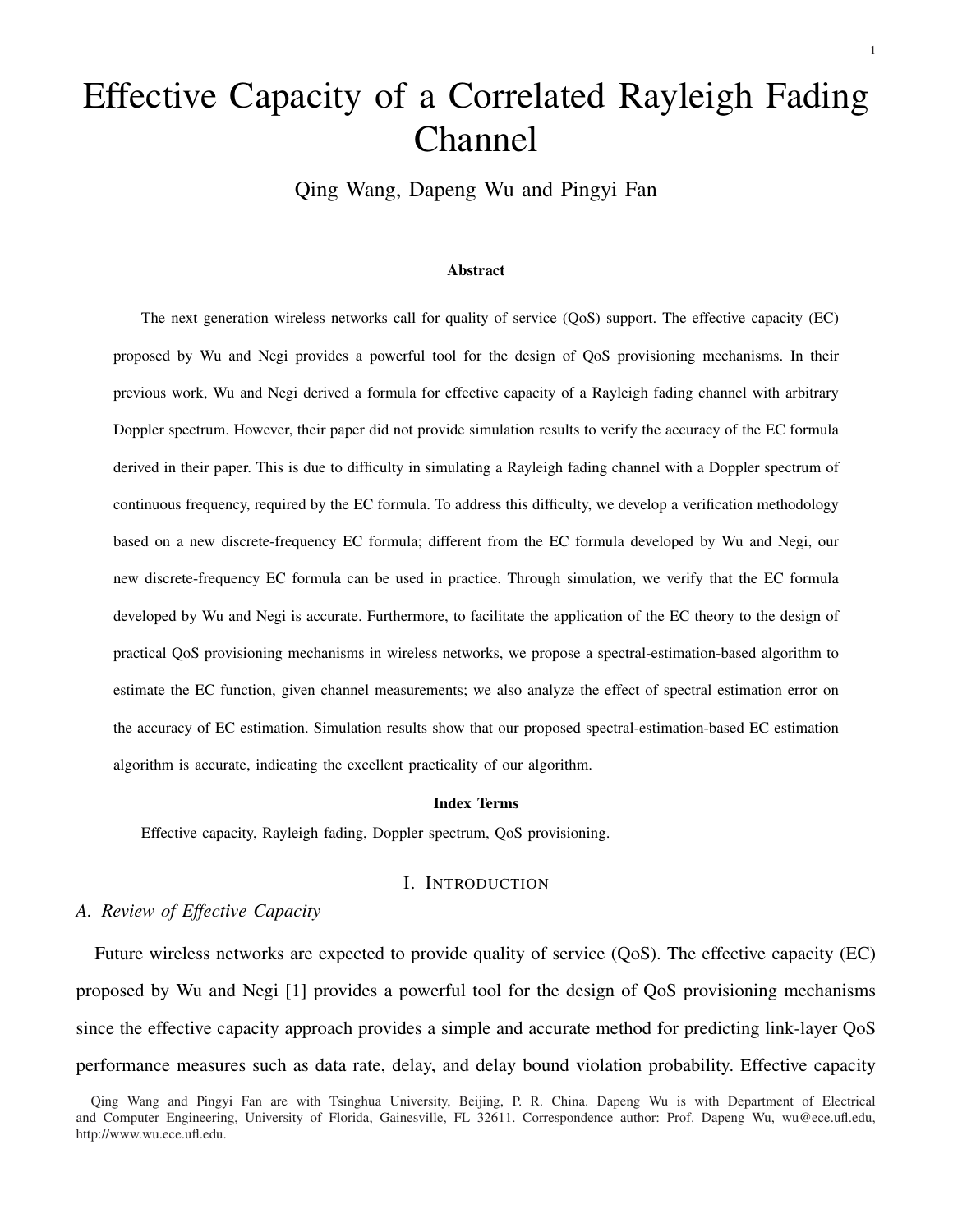# Effective Capacity of a Correlated Rayleigh Fading Channel

Qing Wang, Dapeng Wu and Pingyi Fan

### Abstract

The next generation wireless networks call for quality of service (QoS) support. The effective capacity (EC) proposed by Wu and Negi provides a powerful tool for the design of QoS provisioning mechanisms. In their previous work, Wu and Negi derived a formula for effective capacity of a Rayleigh fading channel with arbitrary Doppler spectrum. However, their paper did not provide simulation results to verify the accuracy of the EC formula derived in their paper. This is due to difficulty in simulating a Rayleigh fading channel with a Doppler spectrum of continuous frequency, required by the EC formula. To address this difficulty, we develop a verification methodology based on a new discrete-frequency EC formula; different from the EC formula developed by Wu and Negi, our new discrete-frequency EC formula can be used in practice. Through simulation, we verify that the EC formula developed by Wu and Negi is accurate. Furthermore, to facilitate the application of the EC theory to the design of practical QoS provisioning mechanisms in wireless networks, we propose a spectral-estimation-based algorithm to estimate the EC function, given channel measurements; we also analyze the effect of spectral estimation error on the accuracy of EC estimation. Simulation results show that our proposed spectral-estimation-based EC estimation algorithm is accurate, indicating the excellent practicality of our algorithm.

### Index Terms

Effective capacity, Rayleigh fading, Doppler spectrum, QoS provisioning.

## I. Introduction

### A. Review of Effective Capacity

Future wireless networks are expected to provide quality of service (QoS). The effective capacity (EC) proposed by Wu and Negi [1] provides a powerful tool for the design of QoS provisioning mechanisms since the effective capacity approach provides a simple and accurate method for predicting link-layer QoS performance measures such as data rate, delay, and delay bound violation probability. Effective capacity

Qing Wang and Pingyi Fan are with Tsinghua University, Beijing, P. R. China. Dapeng Wu is with Department of Electrical and Computer Engineering, University of Florida, Gainesville, FL 32611. Correspondence author: Prof. Dapeng Wu, wu@ece.ufl.edu, http://www.wu.ece.ufl.edu.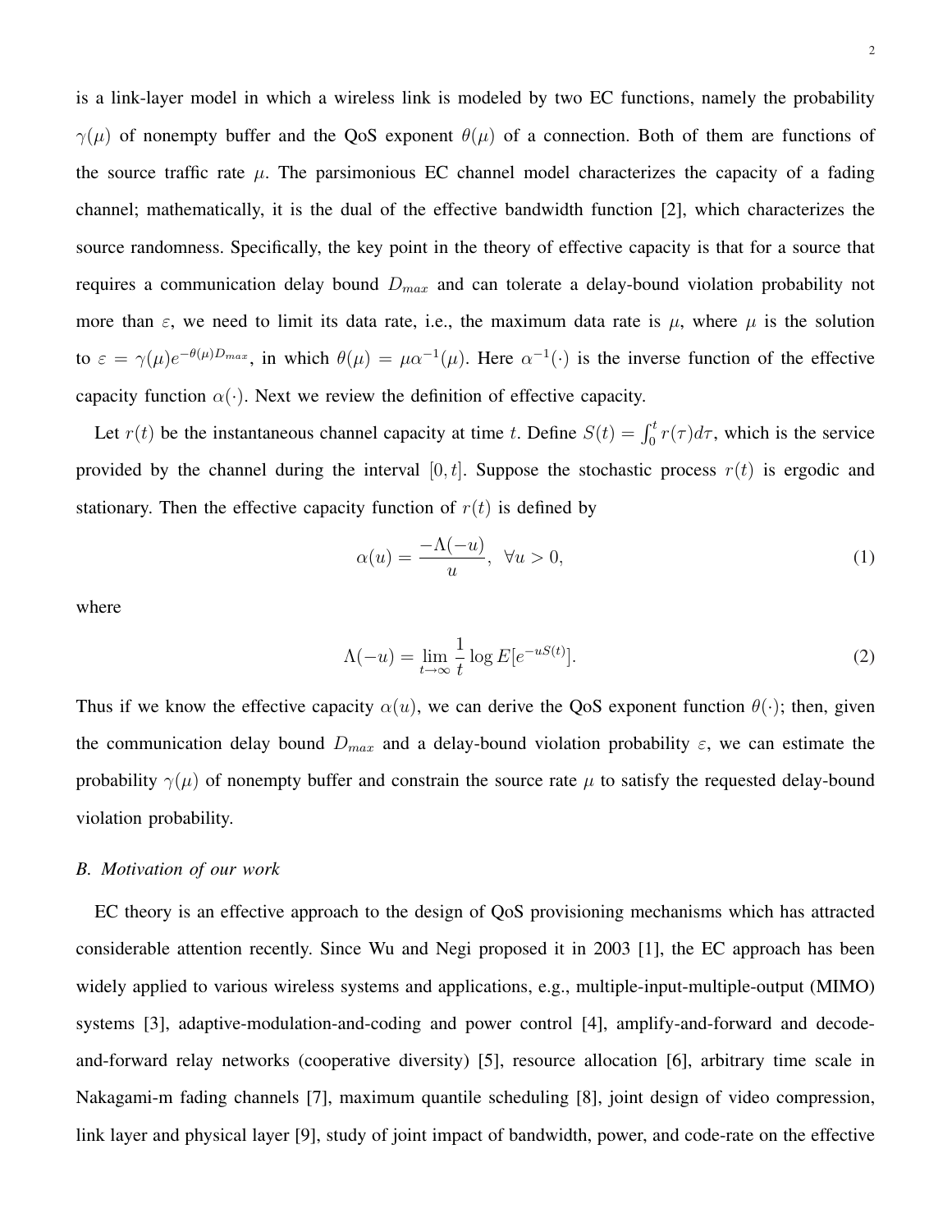is a link-layer model in which a wireless link is modeled by two EC functions, namely the probability $\gamma(\mu)$ of nonempty buffer and the QoS exponent $\theta(\mu)$ of a connection. Both of them are functions of the source traffic rate $\mu$. The parsimonious EC channel model characterizes the capacity of a fading channel; mathematically, it is the dual of the effective bandwidth function [2], which characterizes the source randomness. Specifically, the key point in the theory of effective capacity is that for a source that requires a communication delay bound $D_{max}$ and can tolerate a delay-bound violation probability not more than $\varepsilon$, we need to limit its data rate, i.e., the maximum data rate is $\mu$, where $\mu$ is the solution to $\varepsilon = \gamma(\mu)e^{-\theta(\mu)D_{max}}$, in which $\theta(\mu) = \mu\alpha^{-1}(\mu)$. Here $\alpha^{-1}(\cdot)$ is the inverse function of the effective capacity function $\alpha(\cdot)$. Next we review the definition of effective capacity.

Let $r(t)$ be the instantaneous channel capacity at time $t$. Define $S(t) = \int_0^t r(\tau)d\tau$, which is the service provided by the channel during the interval $[0, t]$. Suppose the stochastic process $r(t)$ is ergodic and stationary. Then the effective capacity function of $r(t)$ is defined by

$$\alpha(u) = \frac{-\Lambda(-u)}{u}, \quad \forall u > 0, \tag{1}$$

where

$$\Lambda(-u) = \lim_{t\to\infty} \frac{1}{t} \log E[e^{-uS(t)}]. \tag{2}$$

Thus if we know the effective capacity $\alpha(u)$, we can derive the QoS exponent function $\theta(\cdot)$; then, given the communication delay bound $D_{max}$ and a delay-bound violation probability $\varepsilon$, we can estimate the probability $\gamma(\mu)$ of nonempty buffer and constrain the source rate $\mu$ to satisfy the requested delay-bound violation probability.

### *B. Motivation of our work*

EC theory is an effective approach to the design of QoS provisioning mechanisms which has attracted considerable attention recently. Since Wu and Negi proposed it in 2003 [1], the EC approach has been widely applied to various wireless systems and applications, e.g., multiple-input-multiple-output (MIMO) systems [3], adaptive-modulation-and-coding and power control [4], amplify-and-forward and decode-and-forward relay networks (cooperative diversity) [5], resource allocation [6], arbitrary time scale in Nakagami-m fading channels [7], maximum quantile scheduling [8], joint design of video compression, link layer and physical layer [9], study of joint impact of bandwidth, power, and code-rate on the effective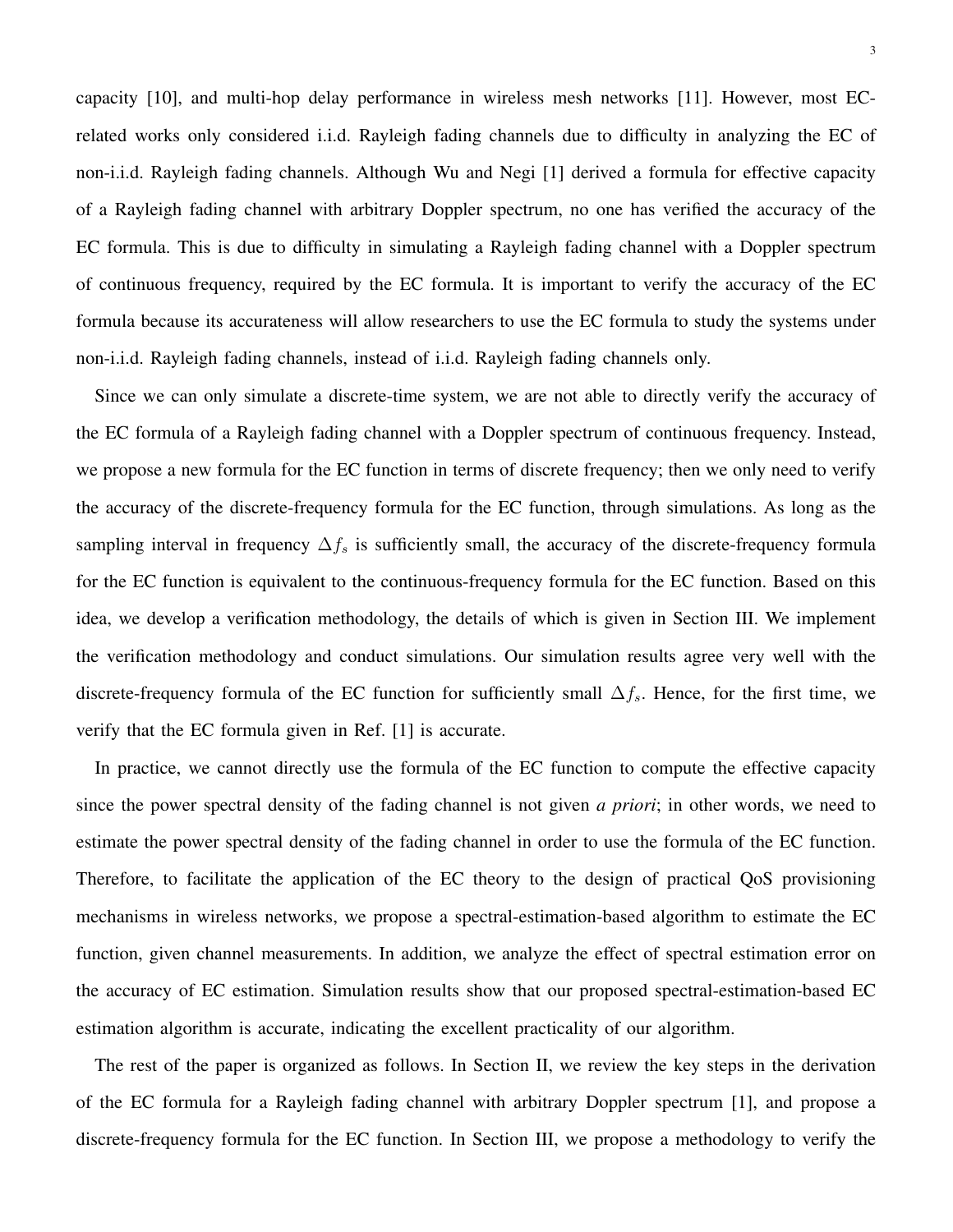capacity [10], and multi-hop delay performance in wireless mesh networks [11]. However, most EC-related works only considered i.i.d. Rayleigh fading channels due to difficulty in analyzing the EC of non-i.i.d. Rayleigh fading channels. Although Wu and Negi [1] derived a formula for effective capacity of a Rayleigh fading channel with arbitrary Doppler spectrum, no one has verified the accuracy of the EC formula. This is due to difficulty in simulating a Rayleigh fading channel with a Doppler spectrum of continuous frequency, required by the EC formula. It is important to verify the accuracy of the EC formula because its accurateness will allow researchers to use the EC formula to study the systems under non-i.i.d. Rayleigh fading channels, instead of i.i.d. Rayleigh fading channels only.

Since we can only simulate a discrete-time system, we are not able to directly verify the accuracy of the EC formula of a Rayleigh fading channel with a Doppler spectrum of continuous frequency. Instead, we propose a new formula for the EC function in terms of discrete frequency; then we only need to verify the accuracy of the discrete-frequency formula for the EC function, through simulations. As long as the sampling interval in frequency $\Delta f_s$ is sufficiently small, the accuracy of the discrete-frequency formula for the EC function is equivalent to the continuous-frequency formula for the EC function. Based on this idea, we develop a verification methodology, the details of which is given in Section III. We implement the verification methodology and conduct simulations. Our simulation results agree very well with the discrete-frequency formula of the EC function for sufficiently small $\Delta f_s$. Hence, for the first time, we verify that the EC formula given in Ref. [1] is accurate.

In practice, we cannot directly use the formula of the EC function to compute the effective capacity since the power spectral density of the fading channel is not given *a priori*; in other words, we need to estimate the power spectral density of the fading channel in order to use the formula of the EC function. Therefore, to facilitate the application of the EC theory to the design of practical QoS provisioning mechanisms in wireless networks, we propose a spectral-estimation-based algorithm to estimate the EC function, given channel measurements. In addition, we analyze the effect of spectral estimation error on the accuracy of EC estimation. Simulation results show that our proposed spectral-estimation-based EC estimation algorithm is accurate, indicating the excellent practicality of our algorithm.

The rest of the paper is organized as follows. In Section II, we review the key steps in the derivation of the EC formula for a Rayleigh fading channel with arbitrary Doppler spectrum [1], and propose a discrete-frequency formula for the EC function. In Section III, we propose a methodology to verify the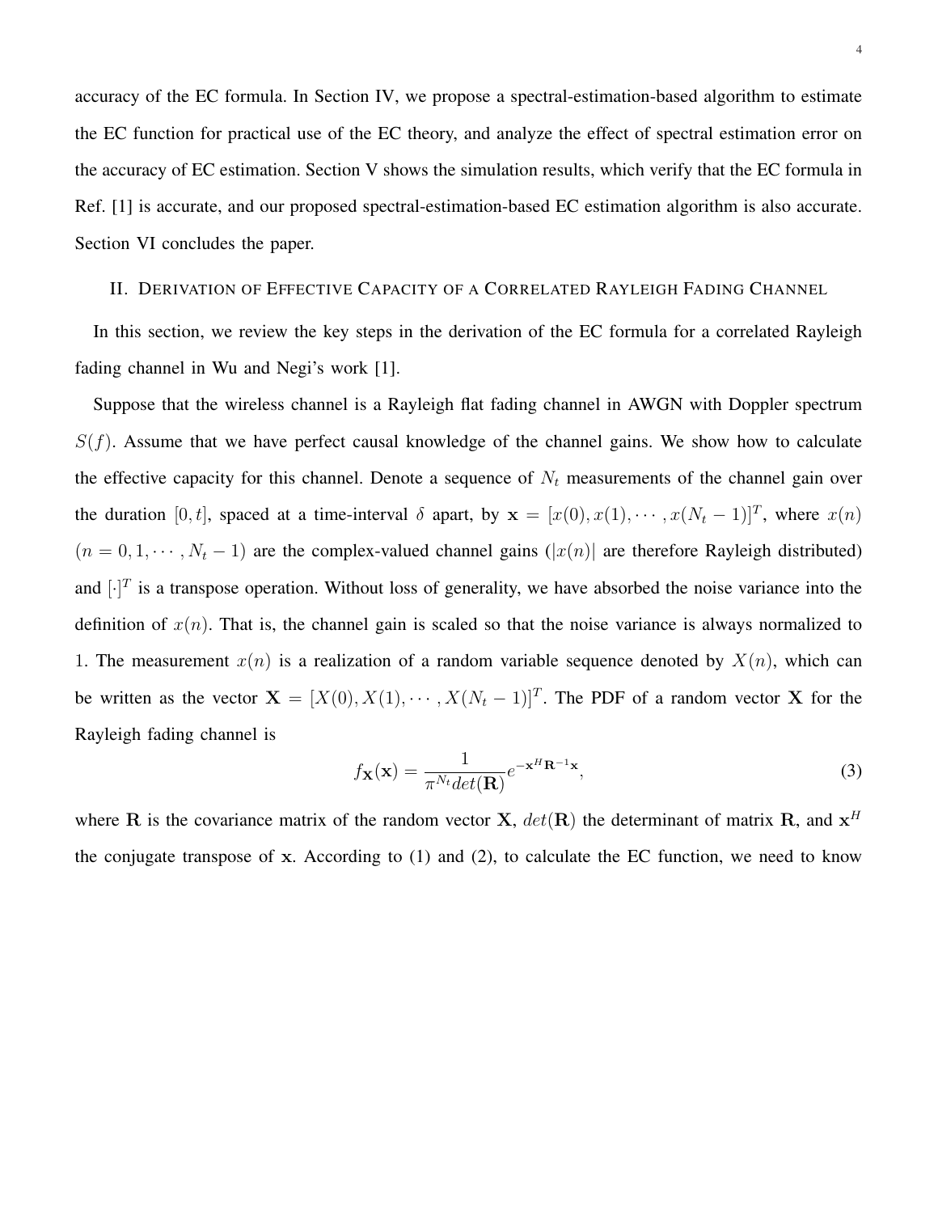accuracy of the EC formula. In Section IV, we propose a spectral-estimation-based algorithm to estimate the EC function for practical use of the EC theory, and analyze the effect of spectral estimation error on the accuracy of EC estimation. Section V shows the simulation results, which verify that the EC formula in Ref. [1] is accurate, and our proposed spectral-estimation-based EC estimation algorithm is also accurate. Section VI concludes the paper.

## II. Derivation of Effective Capacity of a Correlated Rayleigh Fading Channel

In this section, we review the key steps in the derivation of the EC formula for a correlated Rayleigh fading channel in Wu and Negi's work [1].

Suppose that the wireless channel is a Rayleigh flat fading channel in AWGN with Doppler spectrum $S(f)$. Assume that we have perfect causal knowledge of the channel gains. We show how to calculate the effective capacity for this channel. Denote a sequence of $N_t$ measurements of the channel gain over the duration $[0, t]$, spaced at a time-interval $\delta$ apart, by $\mathbf{x} = [x(0), x(1), \cdots, x(N_t - 1)]^T$, where $x(n)$ $(n = 0, 1, \cdots, N_t - 1)$ are the complex-valued channel gains ($|x(n)|$ are therefore Rayleigh distributed) and $[\cdot]^T$ is a transpose operation. Without loss of generality, we have absorbed the noise variance into the definition of $x(n)$. That is, the channel gain is scaled so that the noise variance is always normalized to 1. The measurement $x(n)$ is a realization of a random variable sequence denoted by $X(n)$, which can be written as the vector $\mathbf{X} = [X(0), X(1), \cdots, X(N_t - 1)]^T$. The PDF of a random vector $\mathbf{X}$ for the Rayleigh fading channel is

$$f_{\mathbf{X}}(\mathbf{x}) = \frac{1}{\pi^{N_t} det(\mathbf{R})} e^{-\mathbf{x}^H \mathbf{R}^{-1} \mathbf{x}}, \tag{3}$$

where $\mathbf{R}$ is the covariance matrix of the random vector $\mathbf{X}$, $det(\mathbf{R})$ the determinant of matrix $\mathbf{R}$, and $\mathbf{x}^H$ the conjugate transpose of $\mathbf{x}$. According to (1) and (2), to calculate the EC function, we need to know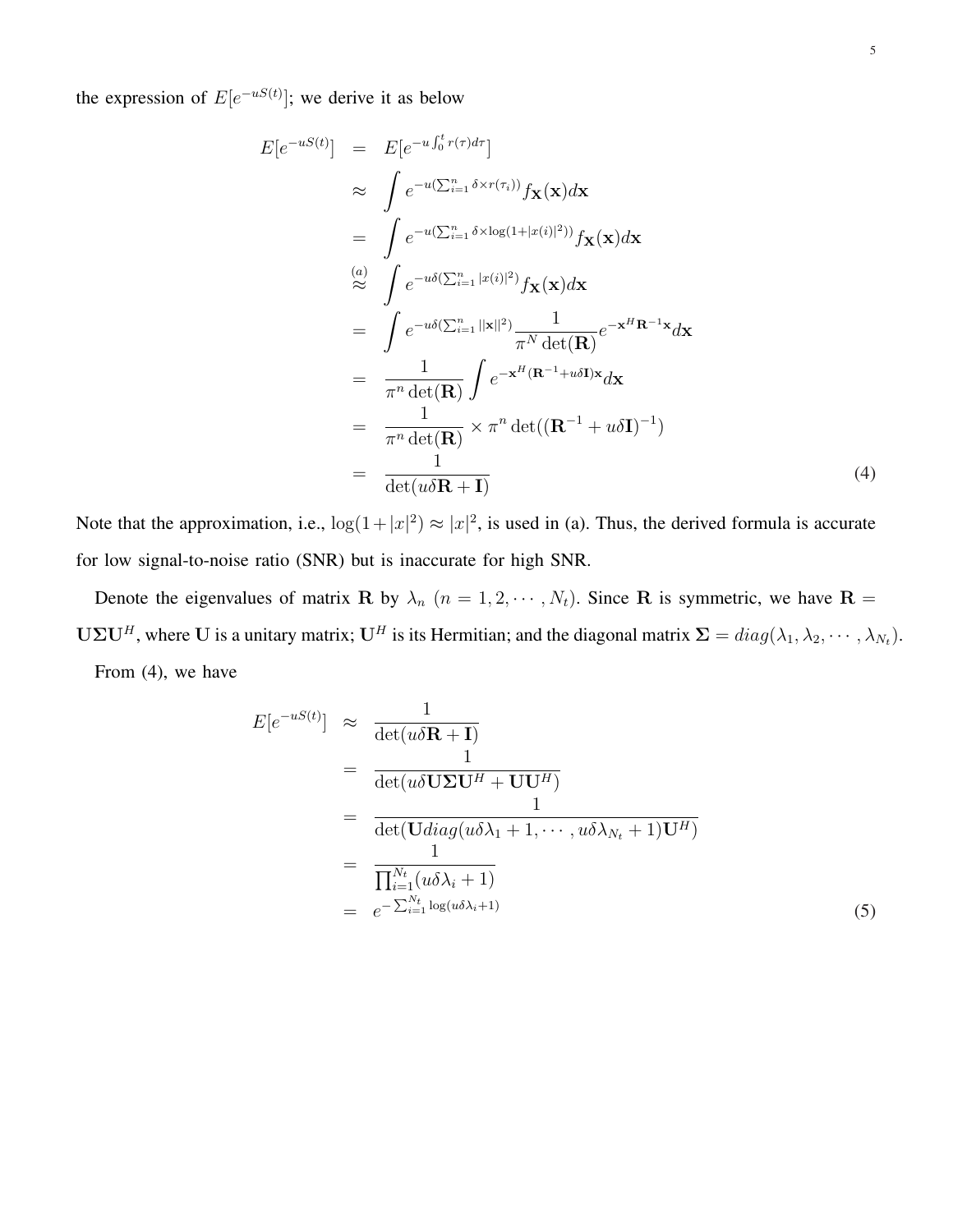the expression of $E[e^{-uS(t)}]$; we derive it as below

$$
\begin{aligned}
E[e^{-uS(t)}] &= E[e^{-u\int_0^t r(\tau)d\tau}] \\
&\approx \int e^{-u(\sum_{i=1}^n \delta \times r(\tau_i))} f_{\mathbf{X}}(\mathbf{x}) d\mathbf{x} \\
&= \int e^{-u(\sum_{i=1}^n \delta \times \log(1+|x(i)|^2))} f_{\mathbf{X}}(\mathbf{x}) d\mathbf{x} \\
&\overset{(a)}{\approx} \int e^{-u\delta(\sum_{i=1}^n |x(i)|^2)} f_{\mathbf{X}}(\mathbf{x}) d\mathbf{x} \\
&= \int e^{-u\delta(\sum_{i=1}^n ||\mathbf{x}||^2)} \frac{1}{\pi^N \det(\mathbf{R})} e^{-\mathbf{x}^H \mathbf{R}^{-1} \mathbf{x}} d\mathbf{x} \\
&= \frac{1}{\pi^n \det(\mathbf{R})} \int e^{-\mathbf{x}^H (\mathbf{R}^{-1} + u\delta \mathbf{I}) \mathbf{x}} d\mathbf{x} \\
&= \frac{1}{\pi^n \det(\mathbf{R})} \times \pi^n \det((\mathbf{R}^{-1} + u\delta \mathbf{I})^{-1}) \\
&= \frac{1}{\det(u\delta \mathbf{R} + \mathbf{I})}
\end{aligned} \tag{4}
$$

Note that the approximation, i.e., $\log(1+|x|^2) \approx |x|^2$, is used in (a). Thus, the derived formula is accurate for low signal-to-noise ratio (SNR) but is inaccurate for high SNR.

Denote the eigenvalues of matrix $\mathbf{R}$ by $\lambda_n$ $(n = 1, 2, \cdots, N_t)$. Since $\mathbf{R}$ is symmetric, we have $\mathbf{R} = \mathbf{U}\mathbf{\Sigma}\mathbf{U}^H$, where $\mathbf{U}$ is a unitary matrix; $\mathbf{U}^H$ is its Hermitian; and the diagonal matrix $\mathbf{\Sigma} = diag(\lambda_1, \lambda_2, \cdots, \lambda_{N_t})$.

From (4), we have

$$
\begin{aligned}
E[e^{-uS(t)}] &\approx \frac{1}{\det(u\delta \mathbf{R} + \mathbf{I})} \\
&= \frac{1}{\det(u\delta \mathbf{U}\mathbf{\Sigma}\mathbf{U}^H + \mathbf{U}\mathbf{U}^H)} \\
&= \frac{1}{\det(\mathbf{U} diag(u\delta\lambda_1 + 1, \cdots, u\delta\lambda_{N_t} + 1)\mathbf{U}^H)} \\
&= \frac{1}{\prod_{i=1}^{N_t}(u\delta\lambda_i + 1)} \\
&= e^{-\sum_{i=1}^{N_t} \log(u\delta\lambda_i + 1)}
\end{aligned} \tag{5}
$$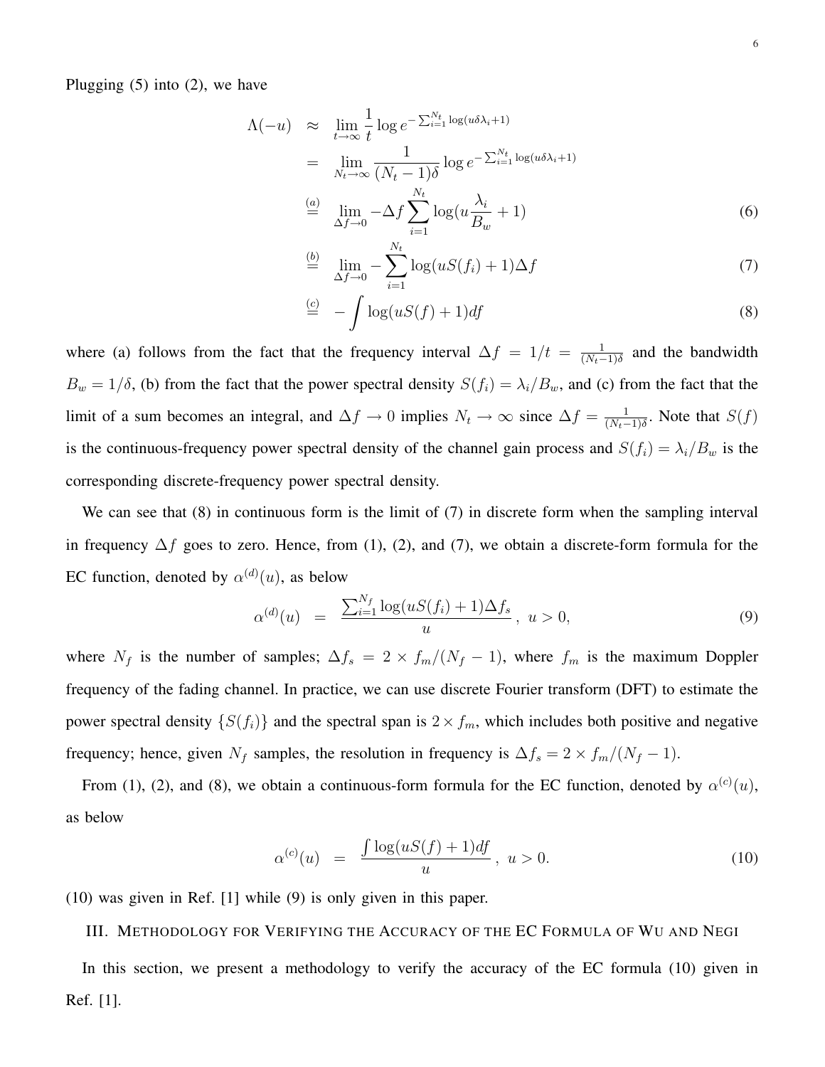Plugging (5) into (2), we have

$$
\begin{aligned}
\Lambda(-u) &\approx \lim_{t\to\infty} \frac{1}{t} \log e^{-\sum_{i=1}^{N_t} \log(u\delta\lambda_i+1)} \\
&= \lim_{N_t\to\infty} \frac{1}{(N_t-1)\delta} \log e^{-\sum_{i=1}^{N_t} \log(u\delta\lambda_i+1)} \\
&\overset{(a)}{=} \lim_{\Delta f\to 0} -\Delta f \sum_{i=1}^{N_t} \log(u\frac{\lambda_i}{B_w}+1) \quad (6)\\
&\overset{(b)}{=} \lim_{\Delta f\to 0} -\sum_{i=1}^{N_t} \log(uS(f_i)+1)\Delta f \quad (7)\\
&\overset{(c)}{=} -\int \log(uS(f)+1)df \quad (8)
\end{aligned}
$$

where (a) follows from the fact that the frequency interval $\Delta f = 1/t = \frac{1}{(N_t-1)\delta}$ and the bandwidth $B_w = 1/\delta$, (b) from the fact that the power spectral density $S(f_i) = \lambda_i/B_w$, and (c) from the fact that the limit of a sum becomes an integral, and $\Delta f \to 0$ implies $N_t \to \infty$ since $\Delta f = \frac{1}{(N_t-1)\delta}$. Note that $S(f)$ is the continuous-frequency power spectral density of the channel gain process and $S(f_i) = \lambda_i/B_w$ is the corresponding discrete-frequency power spectral density.

We can see that (8) in continuous form is the limit of (7) in discrete form when the sampling interval in frequency $\Delta f$ goes to zero. Hence, from (1), (2), and (7), we obtain a discrete-form formula for the EC function, denoted by $\alpha^{(d)}(u)$, as below

$$
\alpha^{(d)}(u) = \frac{\sum_{i=1}^{N_f} \log(uS(f_i)+1)\Delta f_s}{u}, \ u > 0, \quad (9)
$$

where $N_f$ is the number of samples; $\Delta f_s = 2 \times f_m/(N_f - 1)$, where $f_m$ is the maximum Doppler frequency of the fading channel. In practice, we can use discrete Fourier transform (DFT) to estimate the power spectral density $\{S(f_i)\}$ and the spectral span is $2 \times f_m$, which includes both positive and negative frequency; hence, given $N_f$ samples, the resolution in frequency is $\Delta f_s = 2 \times f_m/(N_f - 1)$.

From (1), (2), and (8), we obtain a continuous-form formula for the EC function, denoted by $\alpha^{(c)}(u)$, as below

$$
\alpha^{(c)}(u) = \frac{\int \log(uS(f)+1)df}{u}, \ u > 0. \quad (10)
$$

(10) was given in Ref. [1] while (9) is only given in this paper.

## III. Methodology for Verifying the Accuracy of the EC Formula of Wu and Negi

In this section, we present a methodology to verify the accuracy of the EC formula (10) given in Ref. [1].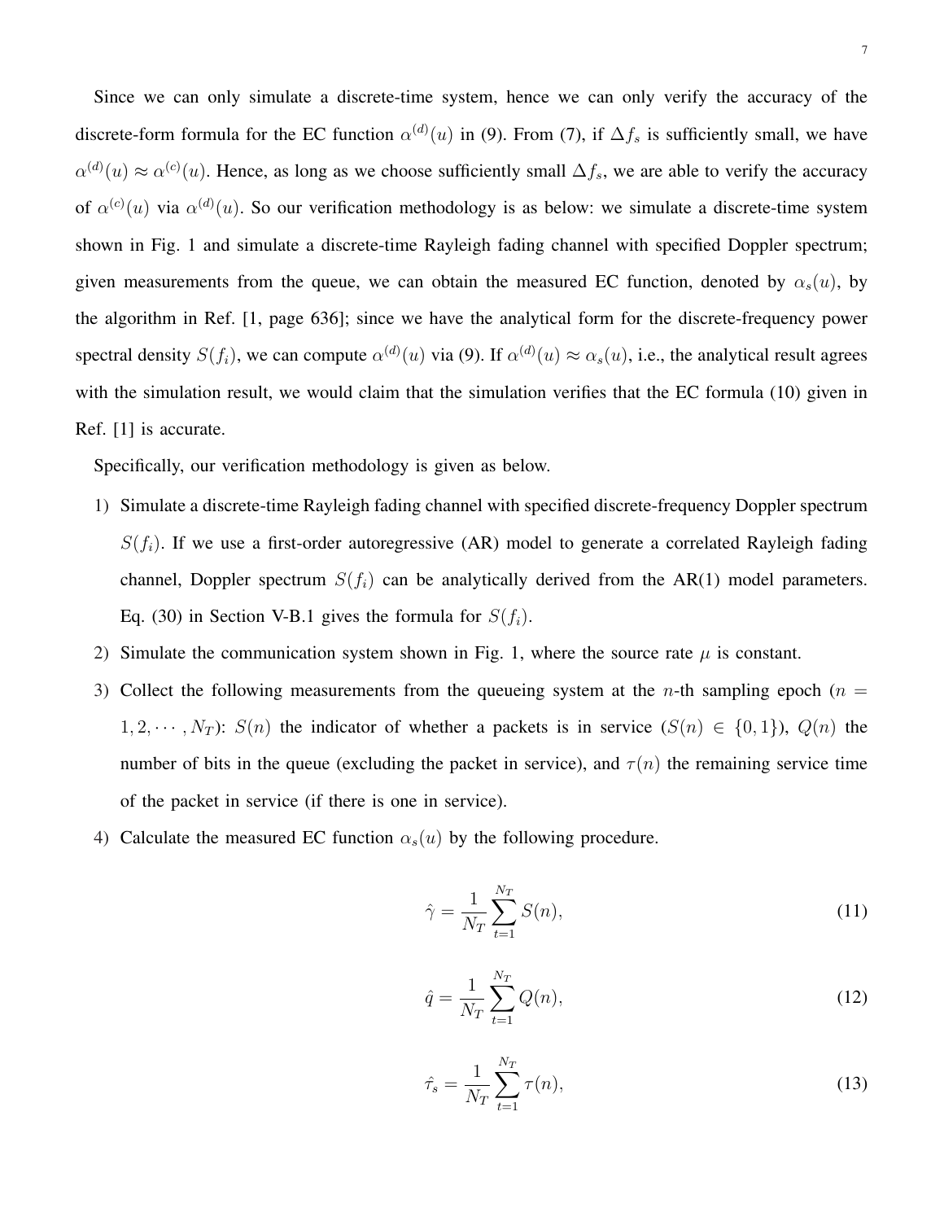Since we can only simulate a discrete-time system, hence we can only verify the accuracy of the discrete-form formula for the EC function $\alpha^{(d)}(u)$ in (9). From (7), if $\Delta f_s$ is sufficiently small, we have $\alpha^{(d)}(u) \approx \alpha^{(c)}(u)$. Hence, as long as we choose sufficiently small $\Delta f_s$, we are able to verify the accuracy of $\alpha^{(c)}(u)$ via $\alpha^{(d)}(u)$. So our verification methodology is as below: we simulate a discrete-time system shown in Fig. 1 and simulate a discrete-time Rayleigh fading channel with specified Doppler spectrum; given measurements from the queue, we can obtain the measured EC function, denoted by $\alpha_s(u)$, by the algorithm in Ref. [1, page 636]; since we have the analytical form for the discrete-frequency power spectral density $S(f_i)$, we can compute $\alpha^{(d)}(u)$ via (9). If $\alpha^{(d)}(u) \approx \alpha_s(u)$, i.e., the analytical result agrees with the simulation result, we would claim that the simulation verifies that the EC formula (10) given in Ref. [1] is accurate.

Specifically, our verification methodology is given as below.

1) Simulate a discrete-time Rayleigh fading channel with specified discrete-frequency Doppler spectrum $S(f_i)$. If we use a first-order autoregressive (AR) model to generate a correlated Rayleigh fading channel, Doppler spectrum $S(f_i)$ can be analytically derived from the AR(1) model parameters. Eq. (30) in Section V-B.1 gives the formula for $S(f_i)$.
2) Simulate the communication system shown in Fig. 1, where the source rate $\mu$ is constant.
3) Collect the following measurements from the queueing system at the $n$-th sampling epoch ($n = 1, 2, \cdots, N_T$): $S(n)$ the indicator of whether a packets is in service ($S(n) \in \{0, 1\}$), $Q(n)$ the number of bits in the queue (excluding the packet in service), and $\tau(n)$ the remaining service time of the packet in service (if there is one in service).
4) Calculate the measured EC function $\alpha_s(u)$ by the following procedure.

$$\hat{\gamma} = \frac{1}{N_T} \sum_{t=1}^{N_T} S(n), \tag{11}$$

$$\hat{q} = \frac{1}{N_T} \sum_{t=1}^{N_T} Q(n), \tag{12}$$

$$\hat{\tau_s} = \frac{1}{N_T} \sum_{t=1}^{N_T} \tau(n), \tag{13}$$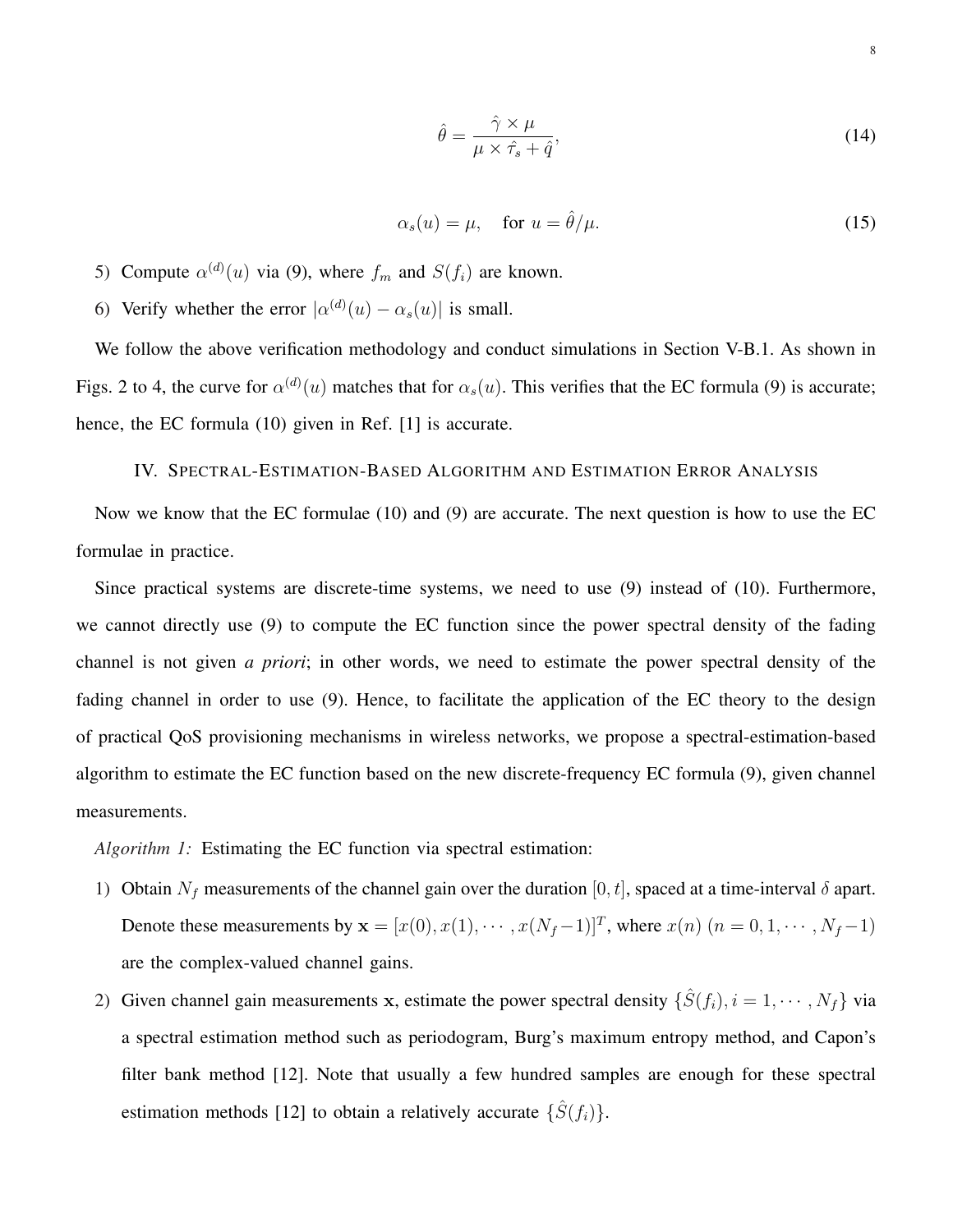$$\hat{\theta} = \frac{\hat{\gamma} \times \mu}{\mu \times \hat{\tau}_s + \hat{q}}, \tag{14}$$

$$\alpha_s(u) = \mu, \quad \text{for } u = \hat{\theta}/\mu. \tag{15}$$

5) Compute $\alpha^{(d)}(u)$ via (9), where $f_m$ and $S(f_i)$ are known.
6) Verify whether the error $|\alpha^{(d)}(u) - \alpha_s(u)|$ is small.

We follow the above verification methodology and conduct simulations in Section V-B.1. As shown in Figs. 2 to 4, the curve for $\alpha^{(d)}(u)$ matches that for $\alpha_s(u)$. This verifies that the EC formula (9) is accurate; hence, the EC formula (10) given in Ref. [1] is accurate.

## IV. Spectral-Estimation-Based Algorithm and Estimation Error Analysis

Now we know that the EC formulae (10) and (9) are accurate. The next question is how to use the EC formulae in practice.

Since practical systems are discrete-time systems, we need to use (9) instead of (10). Furthermore, we cannot directly use (9) to compute the EC function since the power spectral density of the fading channel is not given *a priori*; in other words, we need to estimate the power spectral density of the fading channel in order to use (9). Hence, to facilitate the application of the EC theory to the design of practical QoS provisioning mechanisms in wireless networks, we propose a spectral-estimation-based algorithm to estimate the EC function based on the new discrete-frequency EC formula (9), given channel measurements.

*Algorithm 1:* Estimating the EC function via spectral estimation:

1) Obtain $N_f$ measurements of the channel gain over the duration $[0, t]$, spaced at a time-interval $\delta$ apart. Denote these measurements by $\mathbf{x} = [x(0), x(1), \cdots, x(N_f - 1)]^T$, where $x(n)$ $(n = 0, 1, \cdots, N_f - 1)$ are the complex-valued channel gains.
2) Given channel gain measurements $\mathbf{x}$, estimate the power spectral density $\{\hat{S}(f_i), i = 1, \cdots, N_f\}$ via a spectral estimation method such as periodogram, Burg's maximum entropy method, and Capon's filter bank method [12]. Note that usually a few hundred samples are enough for these spectral estimation methods [12] to obtain a relatively accurate $\{\hat{S}(f_i)\}$.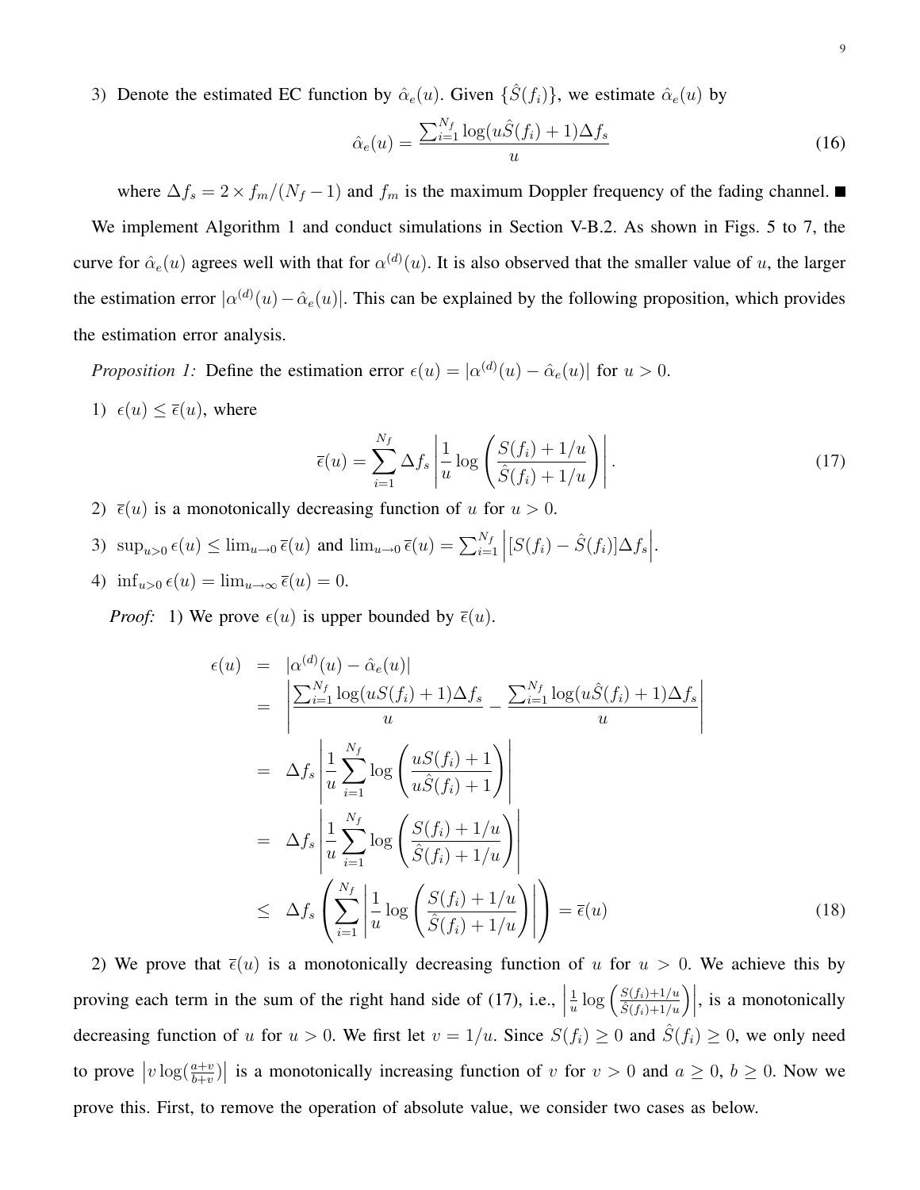3) Denote the estimated EC function by $\hat{\alpha}_e(u)$. Given $\{\hat{S}(f_i)\}$, we estimate $\hat{\alpha}_e(u)$ by

$$\hat{\alpha}_e(u) = \frac{\sum_{i=1}^{N_f} \log(u\hat{S}(f_i) + 1)\Delta f_s}{u} \tag{16}$$

where $\Delta f_s = 2 \times f_m/(N_f - 1)$ and $f_m$ is the maximum Doppler frequency of the fading channel. ■

We implement Algorithm 1 and conduct simulations in Section V-B.2. As shown in Figs. 5 to 7, the curve for $\hat{\alpha}_e(u)$ agrees well with that for $\alpha^{(d)}(u)$. It is also observed that the smaller value of $u$, the larger the estimation error $|\alpha^{(d)}(u) - \hat{\alpha}_e(u)|$. This can be explained by the following proposition, which provides the estimation error analysis.

*Proposition 1:* Define the estimation error $\epsilon(u) = |\alpha^{(d)}(u) - \hat{\alpha}_e(u)|$ for $u > 0$.

1) $\epsilon(u) \leq \overline{\epsilon}(u)$, where

$$\overline{\epsilon}(u) = \sum_{i=1}^{N_f} \Delta f_s \left| \frac{1}{u} \log\left( \frac{S(f_i) + 1/u}{\hat{S}(f_i) + 1/u} \right) \right|. \tag{17}$$

2) $\overline{\epsilon}(u)$ is a monotonically decreasing function of $u$ for $u > 0$.

3) $\sup_{u>0} \epsilon(u) \leq \lim_{u \to 0} \overline{\epsilon}(u)$ and $\lim_{u \to 0} \overline{\epsilon}(u) = \sum_{i=1}^{N_f} \left| [S(f_i) - \hat{S}(f_i)] \Delta f_s \right|$.

4) $\inf_{u>0} \epsilon(u) = \lim_{u \to \infty} \overline{\epsilon}(u) = 0$.

*Proof:* 1) We prove $\epsilon(u)$ is upper bounded by $\overline{\epsilon}(u)$.

$$\begin{aligned}
\epsilon(u) &= |\alpha^{(d)}(u) - \hat{\alpha}_e(u)| \\
&= \left| \frac{\sum_{i=1}^{N_f} \log(uS(f_i) + 1)\Delta f_s}{u} - \frac{\sum_{i=1}^{N_f} \log(u\hat{S}(f_i) + 1)\Delta f_s}{u} \right| \\
&= \Delta f_s \left| \frac{1}{u} \sum_{i=1}^{N_f} \log\left( \frac{uS(f_i) + 1}{u\hat{S}(f_i) + 1} \right) \right| \\
&= \Delta f_s \left| \frac{1}{u} \sum_{i=1}^{N_f} \log\left( \frac{S(f_i) + 1/u}{\hat{S}(f_i) + 1/u} \right) \right| \\
&\leq \Delta f_s \left( \sum_{i=1}^{N_f} \left| \frac{1}{u} \log\left( \frac{S(f_i) + 1/u}{\hat{S}(f_i) + 1/u} \right) \right| \right) = \overline{\epsilon}(u)
\end{aligned} \tag{18}$$

2) We prove that $\overline{\epsilon}(u)$ is a monotonically decreasing function of $u$ for $u > 0$. We achieve this by proving each term in the sum of the right hand side of (17), i.e., $\left| \frac{1}{u} \log\left( \frac{S(f_i)+1/u}{\hat{S}(f_i)+1/u} \right) \right|$, is a monotonically decreasing function of $u$ for $u > 0$. We first let $v = 1/u$. Since $S(f_i) \geq 0$ and $\hat{S}(f_i) \geq 0$, we only need to prove $\left| v \log(\frac{a+v}{b+v}) \right|$ is a monotonically increasing function of $v$ for $v > 0$ and $a \geq 0$, $b \geq 0$. Now we prove this. First, to remove the operation of absolute value, we consider two cases as below.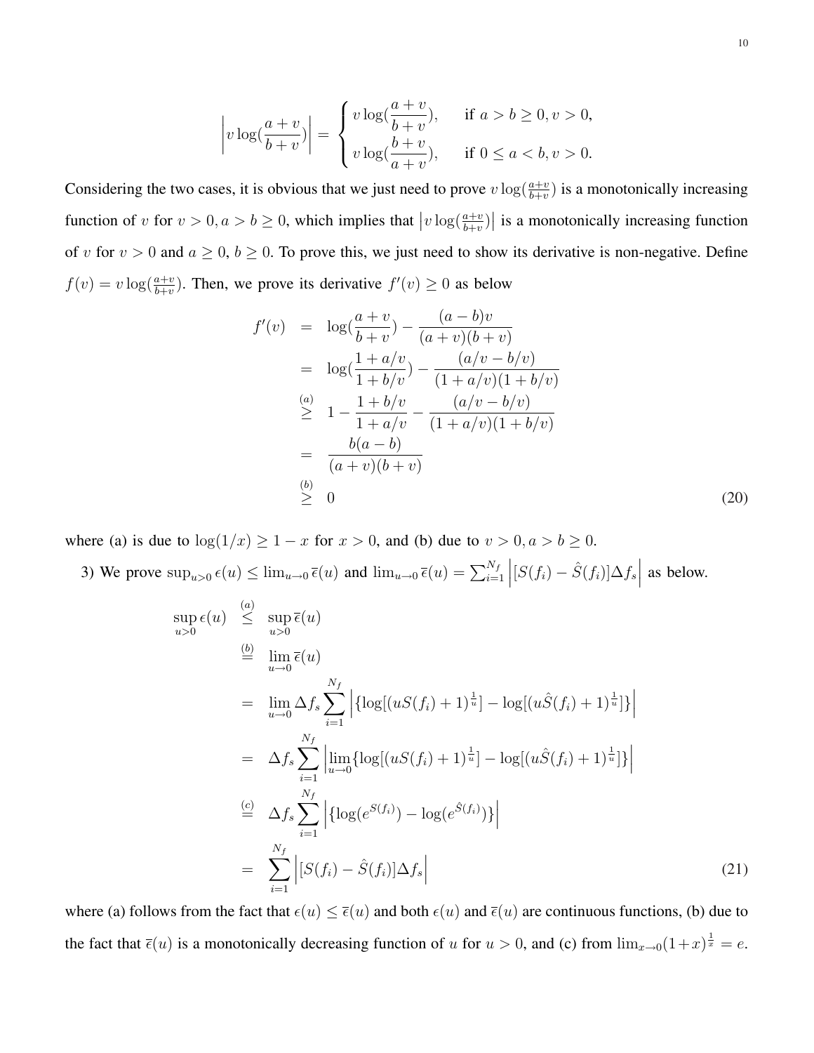$$\left|v \log(\frac{a+v}{b+v})\right| = \begin{cases} v \log(\dfrac{a+v}{b+v}), & \text{if } a > b \geq 0, v > 0, \\ v \log(\dfrac{b+v}{a+v}), & \text{if } 0 \leq a < b, v > 0. \end{cases}$$

Considering the two cases, it is obvious that we just need to prove $v \log(\frac{a+v}{b+v})$ is a monotonically increasing function of $v$ for $v > 0, a > b \geq 0$, which implies that $\left|v \log(\frac{a+v}{b+v})\right|$ is a monotonically increasing function of $v$ for $v > 0$ and $a \geq 0$, $b \geq 0$. To prove this, we just need to show its derivative is non-negative. Define $f(v) = v \log(\frac{a+v}{b+v})$. Then, we prove its derivative $f'(v) \geq 0$ as below

$$\begin{aligned}
f'(v) &= \log(\frac{a+v}{b+v}) - \frac{(a-b)v}{(a+v)(b+v)} \\
&= \log(\frac{1+a/v}{1+b/v}) - \frac{(a/v - b/v)}{(1+a/v)(1+b/v)} \\
&\overset{(a)}{\geq} 1 - \frac{1+b/v}{1+a/v} - \frac{(a/v - b/v)}{(1+a/v)(1+b/v)} \\
&= \frac{b(a-b)}{(a+v)(b+v)} \\
&\overset{(b)}{\geq} 0
\end{aligned} \tag{20}$$

where (a) is due to $\log(1/x) \geq 1 - x$ for $x > 0$, and (b) due to $v > 0, a > b \geq 0$.

3) We prove $\sup_{u>0} \epsilon(u) \leq \lim_{u \to 0} \overline{\epsilon}(u)$ and $\lim_{u \to 0} \overline{\epsilon}(u) = \sum_{i=1}^{N_f} \left|[S(f_i) - \hat{S}(f_i)]\Delta f_s\right|$ as below.

$$\begin{aligned}
\sup_{u>0} \epsilon(u) &\overset{(a)}{\leq} \sup_{u>0} \overline{\epsilon}(u) \\
&\overset{(b)}{=} \lim_{u \to 0} \overline{\epsilon}(u) \\
&= \lim_{u \to 0} \Delta f_s \sum_{i=1}^{N_f} \left|\{\log[(uS(f_i)+1)^{\frac{1}{u}}] - \log[(u\hat{S}(f_i)+1)^{\frac{1}{u}}]\}\right| \\
&= \Delta f_s \sum_{i=1}^{N_f} \left|\lim_{u \to 0} \{\log[(uS(f_i)+1)^{\frac{1}{u}}] - \log[(u\hat{S}(f_i)+1)^{\frac{1}{u}}]\}\right| \\
&\overset{(c)}{=} \Delta f_s \sum_{i=1}^{N_f} \left|\{\log(e^{S(f_i)}) - \log(e^{\hat{S}(f_i)})\}\right| \\
&= \sum_{i=1}^{N_f} \left|[S(f_i) - \hat{S}(f_i)]\Delta f_s\right|
\end{aligned} \tag{21}$$

where (a) follows from the fact that $\epsilon(u) \leq \overline{\epsilon}(u)$ and both $\epsilon(u)$ and $\overline{\epsilon}(u)$ are continuous functions, (b) due to the fact that $\overline{\epsilon}(u)$ is a monotonically decreasing function of $u$ for $u > 0$, and (c) from $\lim_{x \to 0}(1+x)^{\frac{1}{x}} = e$.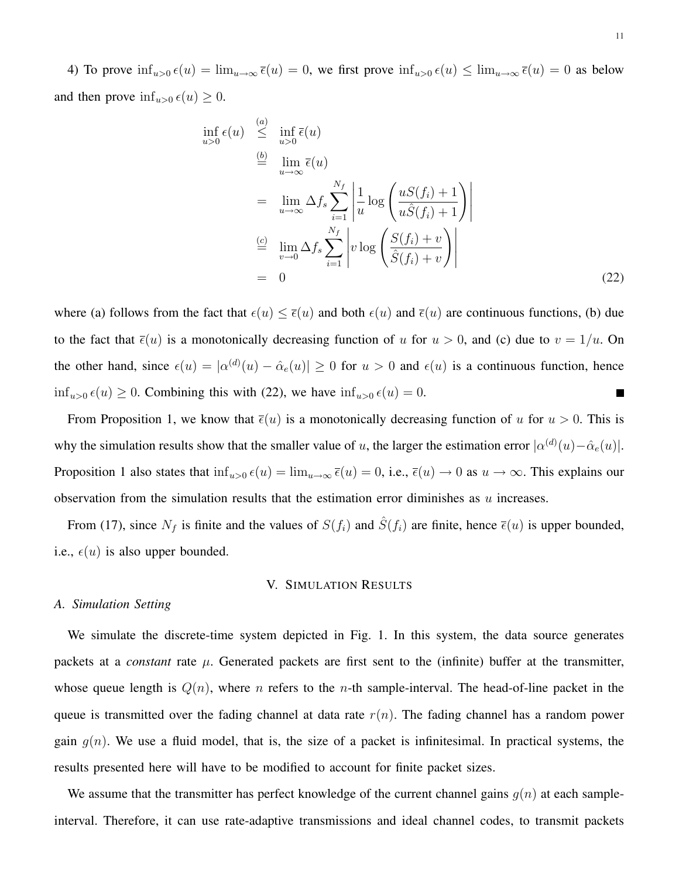4) To prove $\inf_{u>0} \epsilon(u) = \lim_{u\to\infty} \overline{\epsilon}(u) = 0$, we first prove $\inf_{u>0} \epsilon(u) \leq \lim_{u\to\infty} \overline{\epsilon}(u) = 0$ as below and then prove $\inf_{u>0} \epsilon(u) \geq 0$.

$$
\begin{aligned}
\inf_{u>0} \epsilon(u) &\overset{(a)}{\leq} \inf_{u>0} \overline{\epsilon}(u) \\
&\overset{(b)}{=} \lim_{u\to\infty} \overline{\epsilon}(u) \\
&= \lim_{u\to\infty} \Delta f_s \sum_{i=1}^{N_f} \left| \frac{1}{u} \log\left( \frac{uS(f_i)+1}{u\hat{S}(f_i)+1} \right) \right| \\
&\overset{(c)}{=} \lim_{v\to 0} \Delta f_s \sum_{i=1}^{N_f} \left| v \log\left( \frac{S(f_i)+v}{\hat{S}(f_i)+v} \right) \right| \\
&= 0
\end{aligned} \tag{22}
$$

where (a) follows from the fact that $\epsilon(u) \leq \overline{\epsilon}(u)$ and both $\epsilon(u)$ and $\overline{\epsilon}(u)$ are continuous functions, (b) due to the fact that $\overline{\epsilon}(u)$ is a monotonically decreasing function of $u$ for $u > 0$, and (c) due to $v = 1/u$. On the other hand, since $\epsilon(u) = |\alpha^{(d)}(u) - \hat{\alpha}_e(u)| \geq 0$ for $u > 0$ and $\epsilon(u)$ is a continuous function, hence $\inf_{u>0} \epsilon(u) \geq 0$. Combining this with (22), we have $\inf_{u>0} \epsilon(u) = 0$. ■

From Proposition 1, we know that $\overline{\epsilon}(u)$ is a monotonically decreasing function of $u$ for $u > 0$. This is why the simulation results show that the smaller value of $u$, the larger the estimation error $|\alpha^{(d)}(u) - \hat{\alpha}_e(u)|$. Proposition 1 also states that $\inf_{u>0} \epsilon(u) = \lim_{u\to\infty} \overline{\epsilon}(u) = 0$, i.e., $\overline{\epsilon}(u) \to 0$ as $u \to \infty$. This explains our observation from the simulation results that the estimation error diminishes as $u$ increases.

From (17), since $N_f$ is finite and the values of $S(f_i)$ and $\hat{S}(f_i)$ are finite, hence $\overline{\epsilon}(u)$ is upper bounded, i.e., $\epsilon(u)$ is also upper bounded.

## V. Simulation Results

### A. Simulation Setting

We simulate the discrete-time system depicted in Fig. 1. In this system, the data source generates packets at a *constant* rate $\mu$. Generated packets are first sent to the (infinite) buffer at the transmitter, whose queue length is $Q(n)$, where $n$ refers to the $n$-th sample-interval. The head-of-line packet in the queue is transmitted over the fading channel at data rate $r(n)$. The fading channel has a random power gain $g(n)$. We use a fluid model, that is, the size of a packet is infinitesimal. In practical systems, the results presented here will have to be modified to account for finite packet sizes.

We assume that the transmitter has perfect knowledge of the current channel gains $g(n)$ at each sample-interval. Therefore, it can use rate-adaptive transmissions and ideal channel codes, to transmit packets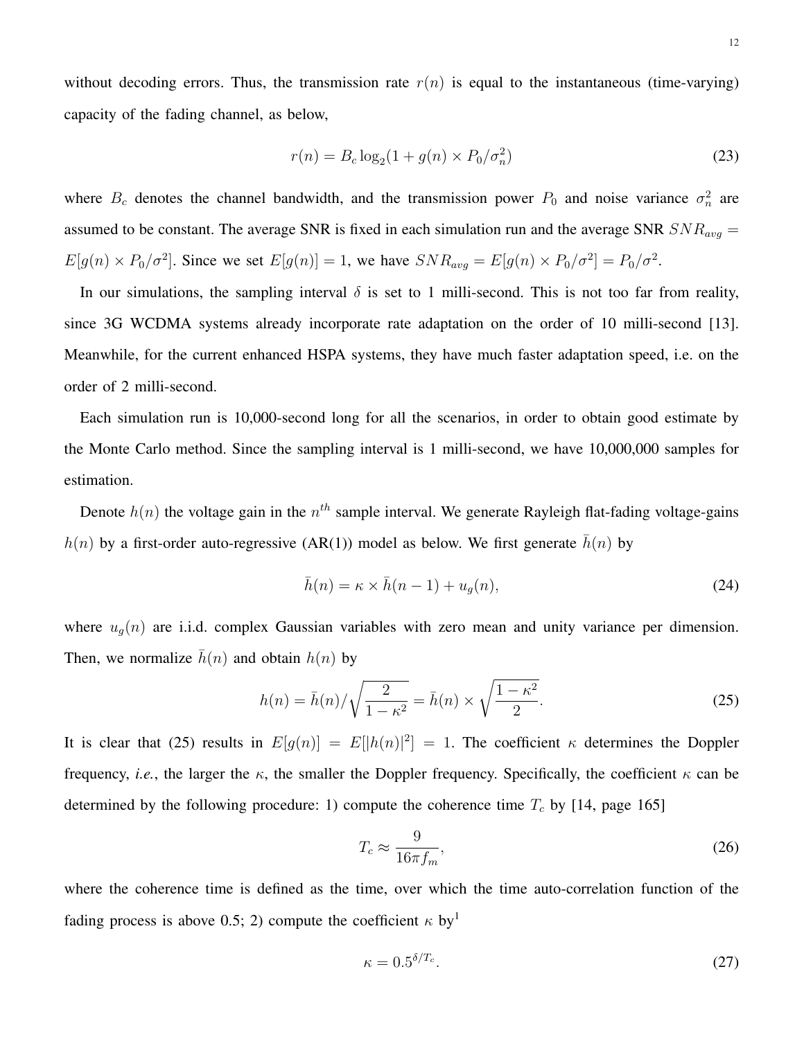without decoding errors. Thus, the transmission rate $r(n)$ is equal to the instantaneous (time-varying) capacity of the fading channel, as below,

$$r(n) = B_c \log_2(1 + g(n) \times P_0/\sigma_n^2) \tag{23}$$

where $B_c$ denotes the channel bandwidth, and the transmission power $P_0$ and noise variance $\sigma_n^2$ are assumed to be constant. The average SNR is fixed in each simulation run and the average SNR $SNR_{avg} = E[g(n) \times P_0/\sigma^2]$. Since we set $E[g(n)] = 1$, we have $SNR_{avg} = E[g(n) \times P_0/\sigma^2] = P_0/\sigma^2$.

In our simulations, the sampling interval $\delta$ is set to 1 milli-second. This is not too far from reality, since 3G WCDMA systems already incorporate rate adaptation on the order of 10 milli-second [13]. Meanwhile, for the current enhanced HSPA systems, they have much faster adaptation speed, i.e. on the order of 2 milli-second.

Each simulation run is 10,000-second long for all the scenarios, in order to obtain good estimate by the Monte Carlo method. Since the sampling interval is 1 milli-second, we have 10,000,000 samples for estimation.

Denote $h(n)$ the voltage gain in the $n^{th}$ sample interval. We generate Rayleigh flat-fading voltage-gains $h(n)$ by a first-order auto-regressive (AR(1)) model as below. We first generate $\bar{h}(n)$ by

$$\bar{h}(n) = \kappa \times \bar{h}(n-1) + u_g(n), \tag{24}$$

where $u_g(n)$ are i.i.d. complex Gaussian variables with zero mean and unity variance per dimension. Then, we normalize $\bar{h}(n)$ and obtain $h(n)$ by

$$h(n) = \bar{h}(n)/\sqrt{\frac{2}{1-\kappa^2}} = \bar{h}(n) \times \sqrt{\frac{1-\kappa^2}{2}}. \tag{25}$$

It is clear that (25) results in $E[g(n)] = E[|h(n)|^2] = 1$. The coefficient $\kappa$ determines the Doppler frequency, *i.e.*, the larger the $\kappa$, the smaller the Doppler frequency. Specifically, the coefficient $\kappa$ can be determined by the following procedure: 1) compute the coherence time $T_c$ by [14, page 165]

$$T_c \approx \frac{9}{16\pi f_m}, \tag{26}$$

where the coherence time is defined as the time, over which the time auto-correlation function of the fading process is above 0.5; 2) compute the coefficient $\kappa$ by[1]

$$\kappa = 0.5^{\delta/T_c}. \tag{27}$$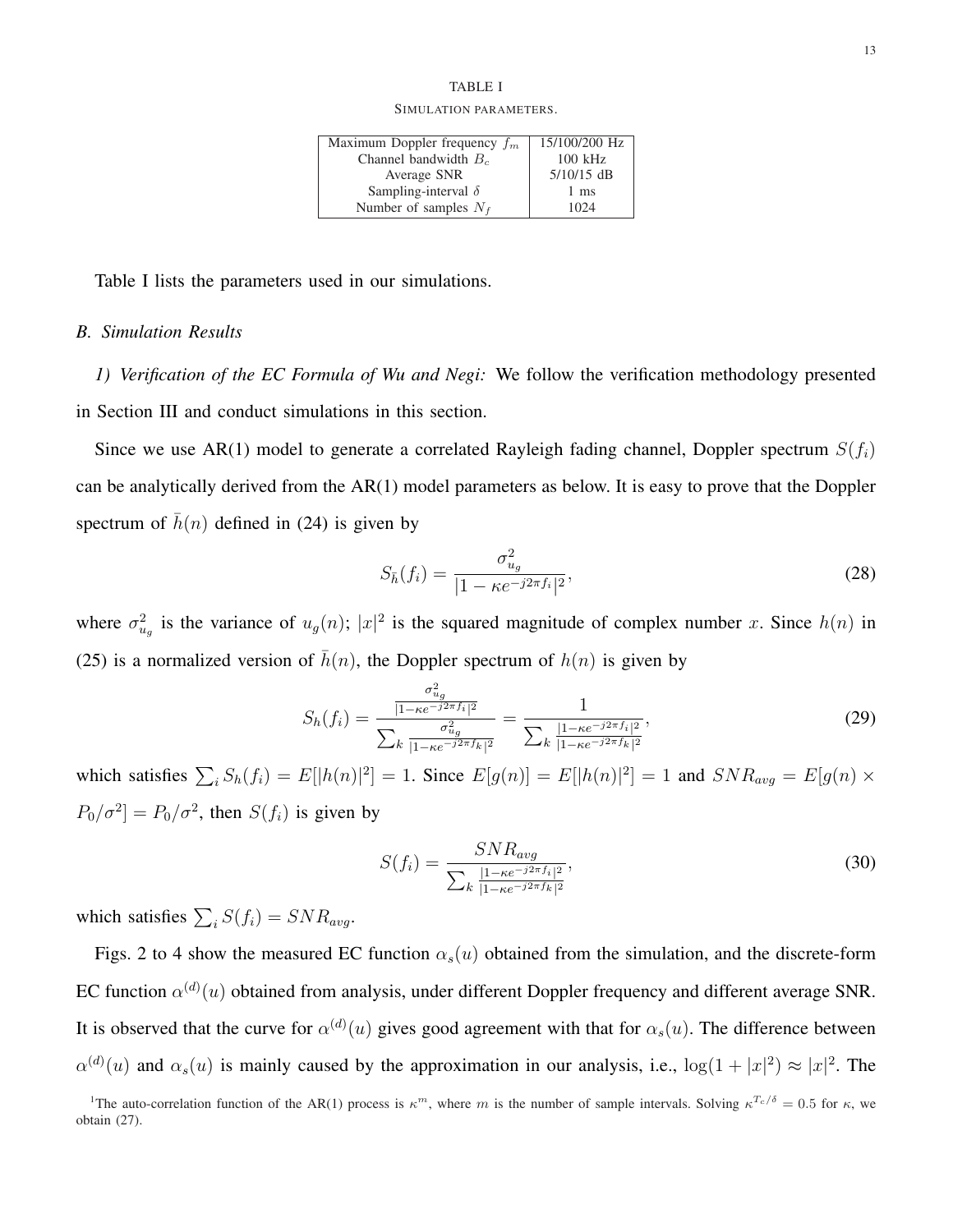TABLE I

SIMULATION PARAMETERS.

| Parameter | Value |
|---|---|
| Maximum Doppler frequency $f_m$ | 15/100/200 Hz |
| Channel bandwidth $B_c$ | 100 kHz |
| Average SNR | 5/10/15 dB |
| Sampling-interval $\delta$ | 1 ms |
| Number of samples $N_f$ | 1024 |

Table I lists the parameters used in our simulations.

### *B. Simulation Results*

*1) Verification of the EC Formula of Wu and Negi:* We follow the verification methodology presented in Section III and conduct simulations in this section.

Since we use AR(1) model to generate a correlated Rayleigh fading channel, Doppler spectrum $S(f_i)$ can be analytically derived from the AR(1) model parameters as below. It is easy to prove that the Doppler spectrum of $\bar{h}(n)$ defined in (24) is given by

$$S_{\bar{h}}(f_i) = \frac{\sigma_{u_g}^2}{|1-\kappa e^{-j2\pi f_i}|^2}, \tag{28}$$

where $\sigma_{u_g}^2$ is the variance of $u_g(n)$; $|x|^2$ is the squared magnitude of complex number $x$. Since $h(n)$ in (25) is a normalized version of $\bar{h}(n)$, the Doppler spectrum of $h(n)$ is given by

$$S_h(f_i) = \frac{\frac{\sigma_{u_g}^2}{|1-\kappa e^{-j2\pi f_i}|^2}}{\sum_k \frac{\sigma_{u_g}^2}{|1-\kappa e^{-j2\pi f_k}|^2}} = \frac{1}{\sum_k \frac{|1-\kappa e^{-j2\pi f_i}|^2}{|1-\kappa e^{-j2\pi f_k}|^2}}, \tag{29}$$

which satisfies $\sum_i S_h(f_i) = E[|h(n)|^2] = 1$. Since $E[g(n)] = E[|h(n)|^2] = 1$ and $SNR_{avg} = E[g(n) \times P_0/\sigma^2] = P_0/\sigma^2$, then $S(f_i)$ is given by

$$S(f_i) = \frac{SNR_{avg}}{\sum_k \frac{|1-\kappa e^{-j2\pi f_i}|^2}{|1-\kappa e^{-j2\pi f_k}|^2}}, \tag{30}$$

which satisfies $\sum_i S(f_i) = SNR_{avg}$.

Figs. 2 to 4 show the measured EC function $\alpha_s(u)$ obtained from the simulation, and the discrete-form EC function $\alpha^{(d)}(u)$ obtained from analysis, under different Doppler frequency and different average SNR. It is observed that the curve for $\alpha^{(d)}(u)$ gives good agreement with that for $\alpha_s(u)$. The difference between $\alpha^{(d)}(u)$ and $\alpha_s(u)$ is mainly caused by the approximation in our analysis, i.e., $\log(1+|x|^2) \approx |x|^2$. The

[1]The auto-correlation function of the AR(1) process is $\kappa^m$, where $m$ is the number of sample intervals. Solving $\kappa^{T_c/\delta} = 0.5$ for $\kappa$, we obtain (27).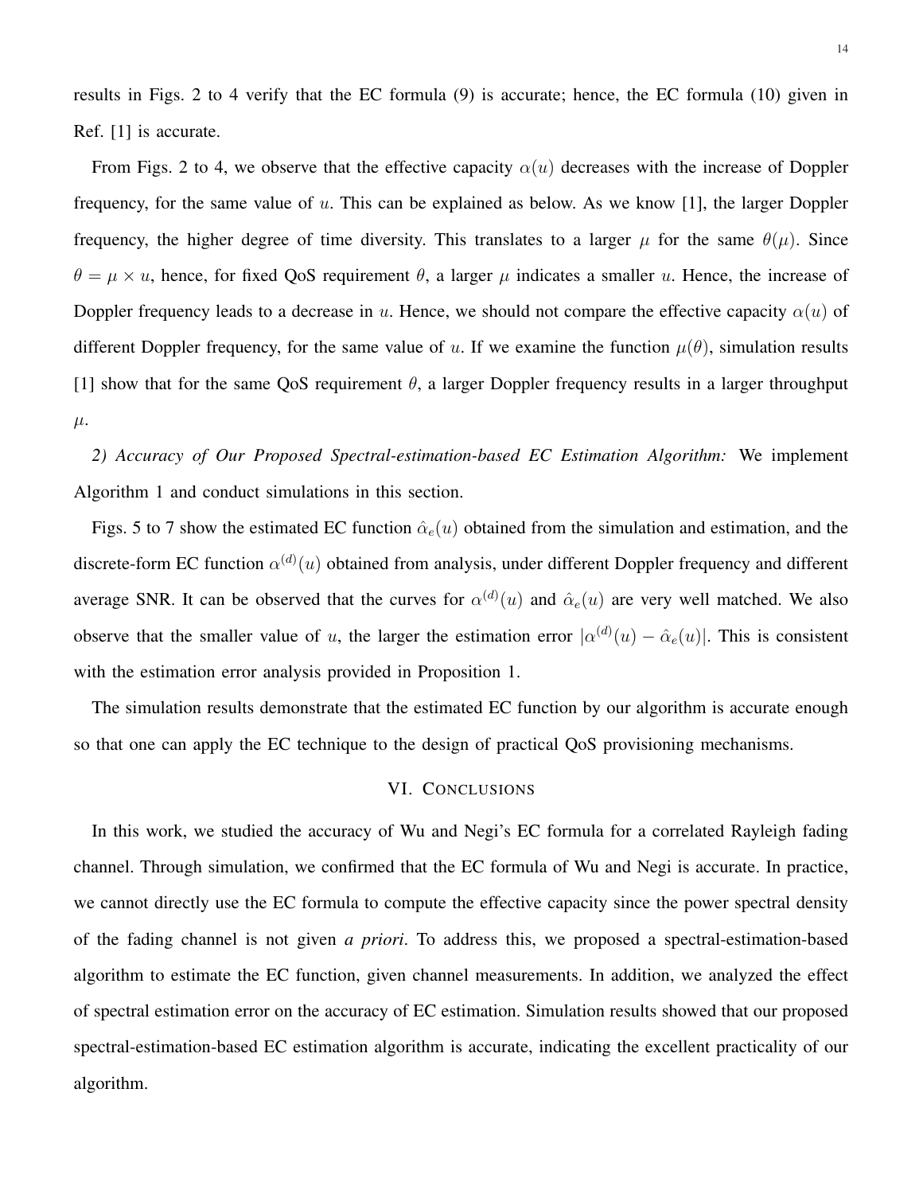results in Figs. 2 to 4 verify that the EC formula (9) is accurate; hence, the EC formula (10) given in Ref. [1] is accurate.

From Figs. 2 to 4, we observe that the effective capacity $\alpha(u)$ decreases with the increase of Doppler frequency, for the same value of $u$. This can be explained as below. As we know [1], the larger Doppler frequency, the higher degree of time diversity. This translates to a larger $\mu$ for the same $\theta(\mu)$. Since $\theta = \mu \times u$, hence, for fixed QoS requirement $\theta$, a larger $\mu$ indicates a smaller $u$. Hence, the increase of Doppler frequency leads to a decrease in $u$. Hence, we should not compare the effective capacity $\alpha(u)$ of different Doppler frequency, for the same value of $u$. If we examine the function $\mu(\theta)$, simulation results [1] show that for the same QoS requirement $\theta$, a larger Doppler frequency results in a larger throughput $\mu$.

*2) Accuracy of Our Proposed Spectral-estimation-based EC Estimation Algorithm:* We implement Algorithm 1 and conduct simulations in this section.

Figs. 5 to 7 show the estimated EC function $\hat{\alpha}_e(u)$ obtained from the simulation and estimation, and the discrete-form EC function $\alpha^{(d)}(u)$ obtained from analysis, under different Doppler frequency and different average SNR. It can be observed that the curves for $\alpha^{(d)}(u)$ and $\hat{\alpha}_e(u)$ are very well matched. We also observe that the smaller value of $u$, the larger the estimation error $|\alpha^{(d)}(u) - \hat{\alpha}_e(u)|$. This is consistent with the estimation error analysis provided in Proposition 1.

The simulation results demonstrate that the estimated EC function by our algorithm is accurate enough so that one can apply the EC technique to the design of practical QoS provisioning mechanisms.

## VI. Conclusions

In this work, we studied the accuracy of Wu and Negi's EC formula for a correlated Rayleigh fading channel. Through simulation, we confirmed that the EC formula of Wu and Negi is accurate. In practice, we cannot directly use the EC formula to compute the effective capacity since the power spectral density of the fading channel is not given *a priori*. To address this, we proposed a spectral-estimation-based algorithm to estimate the EC function, given channel measurements. In addition, we analyzed the effect of spectral estimation error on the accuracy of EC estimation. Simulation results showed that our proposed spectral-estimation-based EC estimation algorithm is accurate, indicating the excellent practicality of our algorithm.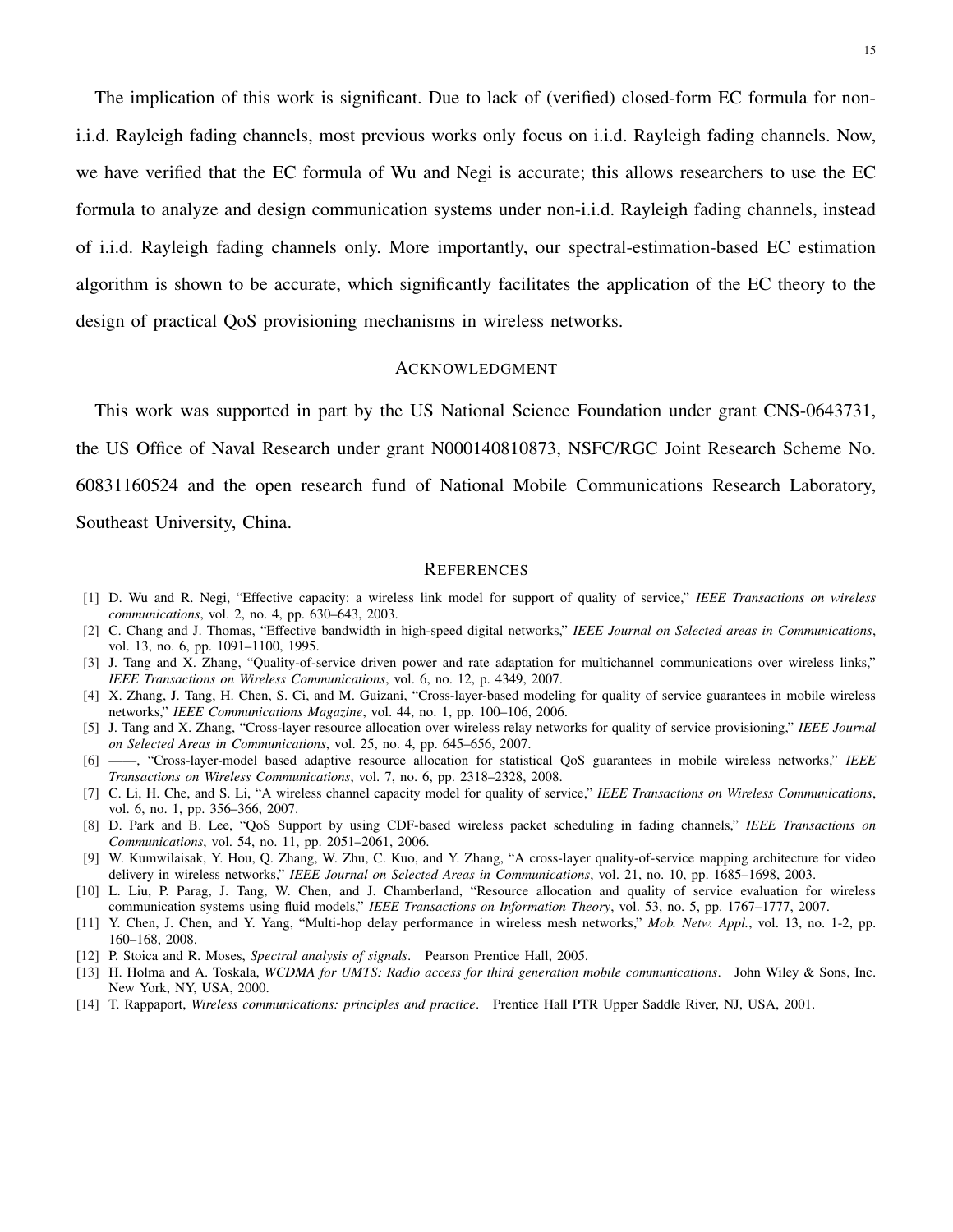The implication of this work is significant. Due to lack of (verified) closed-form EC formula for non-i.i.d. Rayleigh fading channels, most previous works only focus on i.i.d. Rayleigh fading channels. Now, we have verified that the EC formula of Wu and Negi is accurate; this allows researchers to use the EC formula to analyze and design communication systems under non-i.i.d. Rayleigh fading channels, instead of i.i.d. Rayleigh fading channels only. More importantly, our spectral-estimation-based EC estimation algorithm is shown to be accurate, which significantly facilitates the application of the EC theory to the design of practical QoS provisioning mechanisms in wireless networks.

## Acknowledgment

This work was supported in part by the US National Science Foundation under grant CNS-0643731, the US Office of Naval Research under grant N000140810873, NSFC/RGC Joint Research Scheme No. 60831160524 and the open research fund of National Mobile Communications Research Laboratory, Southeast University, China.

## References

[1] D. Wu and R. Negi, "Effective capacity: a wireless link model for support of quality of service," *IEEE Transactions on wireless communications*, vol. 2, no. 4, pp. 630–643, 2003.

[2] C. Chang and J. Thomas, "Effective bandwidth in high-speed digital networks," *IEEE Journal on Selected areas in Communications*, vol. 13, no. 6, pp. 1091–1100, 1995.

[3] J. Tang and X. Zhang, "Quality-of-service driven power and rate adaptation for multichannel communications over wireless links," *IEEE Transactions on Wireless Communications*, vol. 6, no. 12, p. 4349, 2007.

[4] X. Zhang, J. Tang, H. Chen, S. Ci, and M. Guizani, "Cross-layer-based modeling for quality of service guarantees in mobile wireless networks," *IEEE Communications Magazine*, vol. 44, no. 1, pp. 100–106, 2006.

[5] J. Tang and X. Zhang, "Cross-layer resource allocation over wireless relay networks for quality of service provisioning," *IEEE Journal on Selected Areas in Communications*, vol. 25, no. 4, pp. 645–656, 2007.

[6] ——, "Cross-layer-model based adaptive resource allocation for statistical QoS guarantees in mobile wireless networks," *IEEE Transactions on Wireless Communications*, vol. 7, no. 6, pp. 2318–2328, 2008.

[7] C. Li, H. Che, and S. Li, "A wireless channel capacity model for quality of service," *IEEE Transactions on Wireless Communications*, vol. 6, no. 1, pp. 356–366, 2007.

[8] D. Park and B. Lee, "QoS Support by using CDF-based wireless packet scheduling in fading channels," *IEEE Transactions on Communications*, vol. 54, no. 11, pp. 2051–2061, 2006.

[9] W. Kumwilaisak, Y. Hou, Q. Zhang, W. Zhu, C. Kuo, and Y. Zhang, "A cross-layer quality-of-service mapping architecture for video delivery in wireless networks," *IEEE Journal on Selected Areas in Communications*, vol. 21, no. 10, pp. 1685–1698, 2003.

[10] L. Liu, P. Parag, J. Tang, W. Chen, and J. Chamberland, "Resource allocation and quality of service evaluation for wireless communication systems using fluid models," *IEEE Transactions on Information Theory*, vol. 53, no. 5, pp. 1767–1777, 2007.

[11] Y. Chen, J. Chen, and Y. Yang, "Multi-hop delay performance in wireless mesh networks," *Mob. Netw. Appl.*, vol. 13, no. 1-2, pp. 160–168, 2008.

[12] P. Stoica and R. Moses, *Spectral analysis of signals*. Pearson Prentice Hall, 2005.

[13] H. Holma and A. Toskala, *WCDMA for UMTS: Radio access for third generation mobile communications*. John Wiley & Sons, Inc. New York, NY, USA, 2000.

[14] T. Rappaport, *Wireless communications: principles and practice*. Prentice Hall PTR Upper Saddle River, NJ, USA, 2001.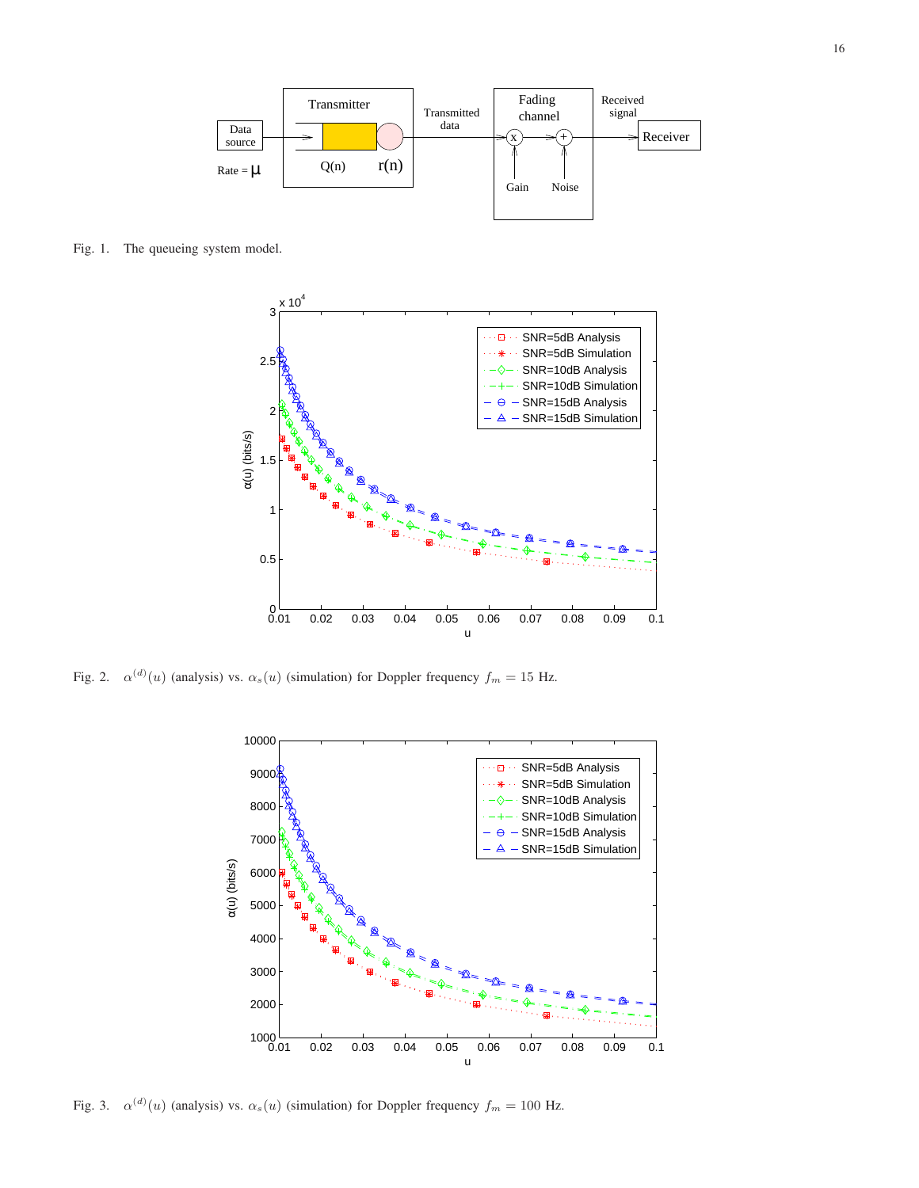Fig. 1. The queueing system model.

Fig. 2. $\alpha^{(d)}(u)$ (analysis) vs. $\alpha_s(u)$ (simulation) for Doppler frequency $f_m = 15$ Hz.

Fig. 3. $\alpha^{(d)}(u)$ (analysis) vs. $\alpha_s(u)$ (simulation) for Doppler frequency $f_m = 100$ Hz.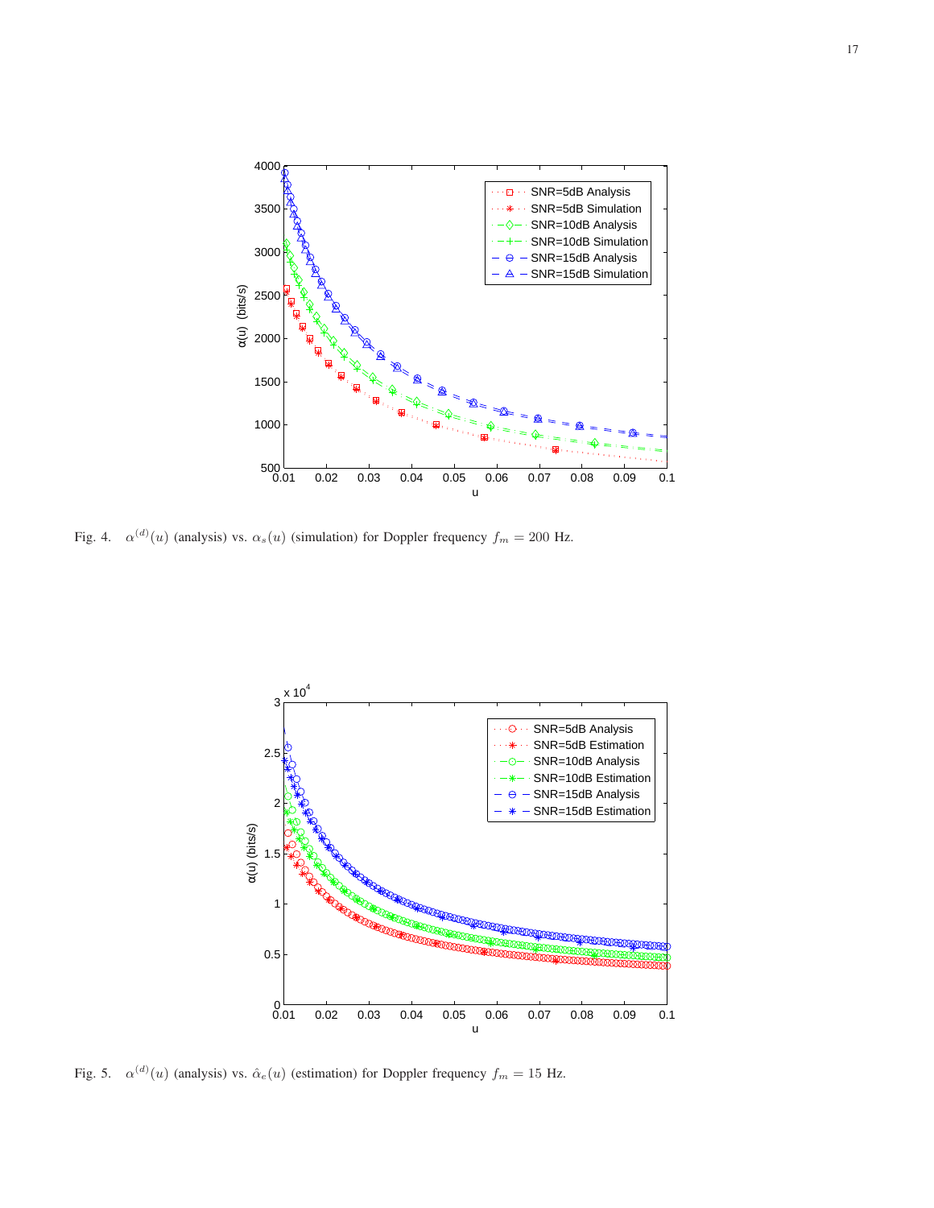Fig. 4. $\alpha^{(d)}(u)$ (analysis) vs. $\alpha_s(u)$ (simulation) for Doppler frequency $f_m = 200$ Hz.

Fig. 5. $\alpha^{(d)}(u)$ (analysis) vs. $\hat{\alpha}_e(u)$ (estimation) for Doppler frequency $f_m = 15$ Hz.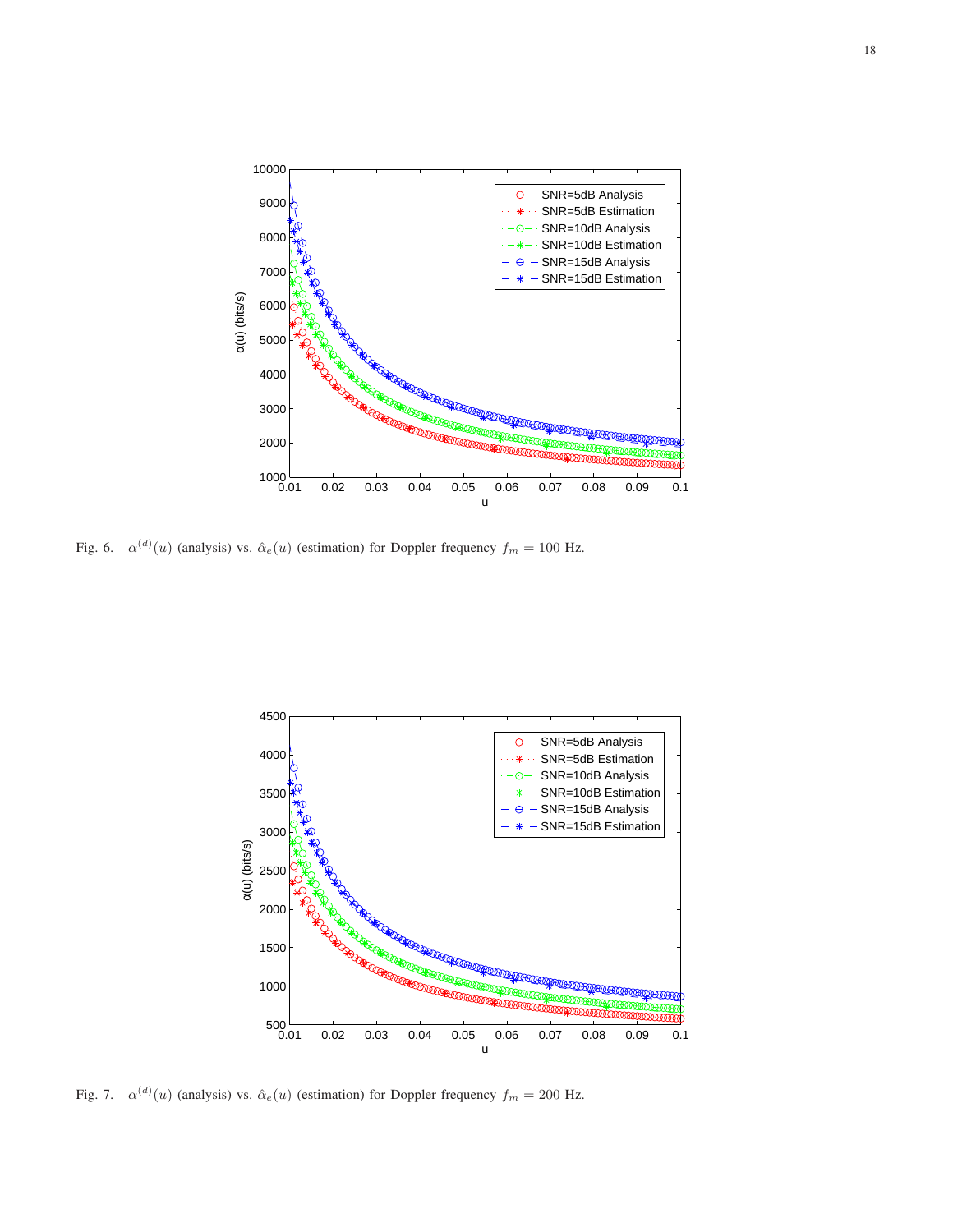10000
9000
8000
7000
6000
5000
4000
3000
2000
1000

α(u) (bits/s)

0.01 0.02 0.03 0.04 0.05 0.06 0.07 0.08 0.09 0.1

u

SNR=5dB Analysis
SNR=5dB Estimation
SNR=10dB Analysis
SNR=10dB Estimation
SNR=15dB Analysis
SNR=15dB Estimation

Fig. 6. $\alpha^{(d)}(u)$ (analysis) vs. $\hat{\alpha}_e(u)$ (estimation) for Doppler frequency $f_m = 100$ Hz.

4500
4000
3500
3000
2500
2000
1500
1000
500

α(u) (bits/s)

0.01 0.02 0.03 0.04 0.05 0.06 0.07 0.08 0.09 0.1

u

SNR=5dB Analysis
SNR=5dB Estimation
SNR=10dB Analysis
SNR=10dB Estimation
SNR=15dB Analysis
SNR=15dB Estimation

Fig. 7. $\alpha^{(d)}(u)$ (analysis) vs. $\hat{\alpha}_e(u)$ (estimation) for Doppler frequency $f_m = 200$ Hz.